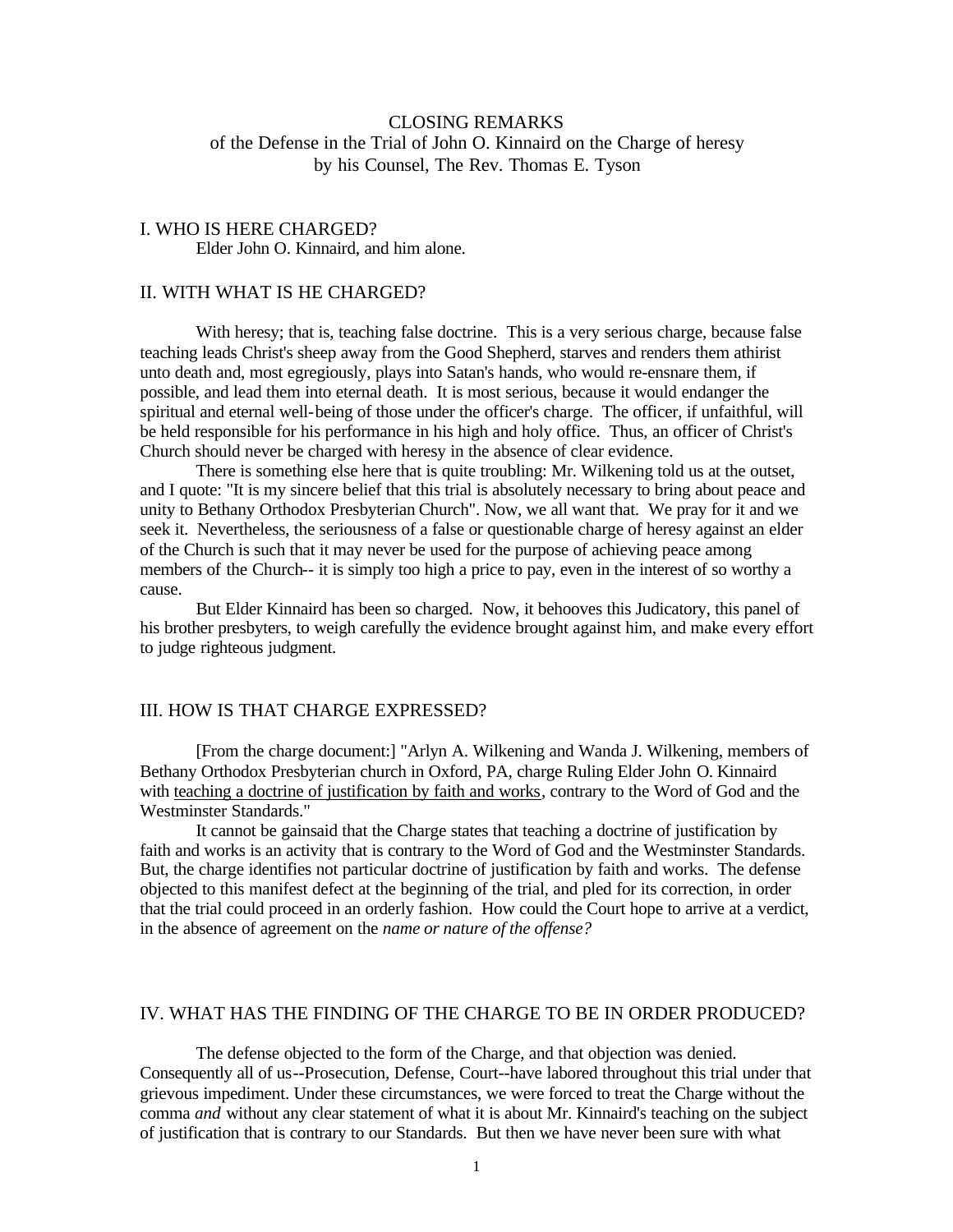# CLOSING REMARKS

of the Defense in the Trial of John O. Kinnaird on the Charge of heresy by his Counsel, The Rev. Thomas E. Tyson

## I. WHO IS HERE CHARGED?

Elder John O. Kinnaird, and him alone.

## II. WITH WHAT IS HE CHARGED?

With heresy; that is, teaching false doctrine. This is a very serious charge, because false teaching leads Christ's sheep away from the Good Shepherd, starves and renders them athirist unto death and, most egregiously, plays into Satan's hands, who would re-ensnare them, if possible, and lead them into eternal death. It is most serious, because it would endanger the spiritual and eternal well-being of those under the officer's charge. The officer, if unfaithful, will be held responsible for his performance in his high and holy office. Thus, an officer of Christ's Church should never be charged with heresy in the absence of clear evidence.

There is something else here that is quite troubling: Mr. Wilkening told us at the outset, and I quote: "It is my sincere belief that this trial is absolutely necessary to bring about peace and unity to Bethany Orthodox Presbyterian Church". Now, we all want that. We pray for it and we seek it. Nevertheless, the seriousness of a false or questionable charge of heresy against an elder of the Church is such that it may never be used for the purpose of achieving peace among members of the Church-- it is simply too high a price to pay, even in the interest of so worthy a cause.

But Elder Kinnaird has been so charged. Now, it behooves this Judicatory, this panel of his brother presbyters, to weigh carefully the evidence brought against him, and make every effort to judge righteous judgment.

## III. HOW IS THAT CHARGE EXPRESSED?

[From the charge document:] "Arlyn A. Wilkening and Wanda J. Wilkening, members of Bethany Orthodox Presbyterian church in Oxford, PA, charge Ruling Elder John O. Kinnaird with <u>teaching a doctrine of justification by faith and works</u>, contrary to the Word of God and the Westminster Standards."

It cannot be gainsaid that the Charge states that teaching a doctrine of justification by faith and works is an activity that is contrary to the Word of God and the Westminster Standards. But, the charge identifies not particular doctrine of justification by faith and works. The defense objected to this manifest defect at the beginning of the trial, and pled for its correction, in order that the trial could proceed in an orderly fashion. How could the Court hope to arrive at a verdict, in the absence of agreement on the *name or nature of the offense?*

## IV. WHAT HAS THE FINDING OF THE CHARGE TO BE IN ORDER PRODUCED?

The defense objected to the form of the Charge, and that objection was denied. Consequently all of us--Prosecution, Defense, Court--have labored throughout this trial under that grievous impediment. Under these circumstances, we were forced to treat the Charge without the comma *and* without any clear statement of what it is about Mr. Kinnaird's teaching on the subject of justification that is contrary to our Standards. But then we have never been sure with what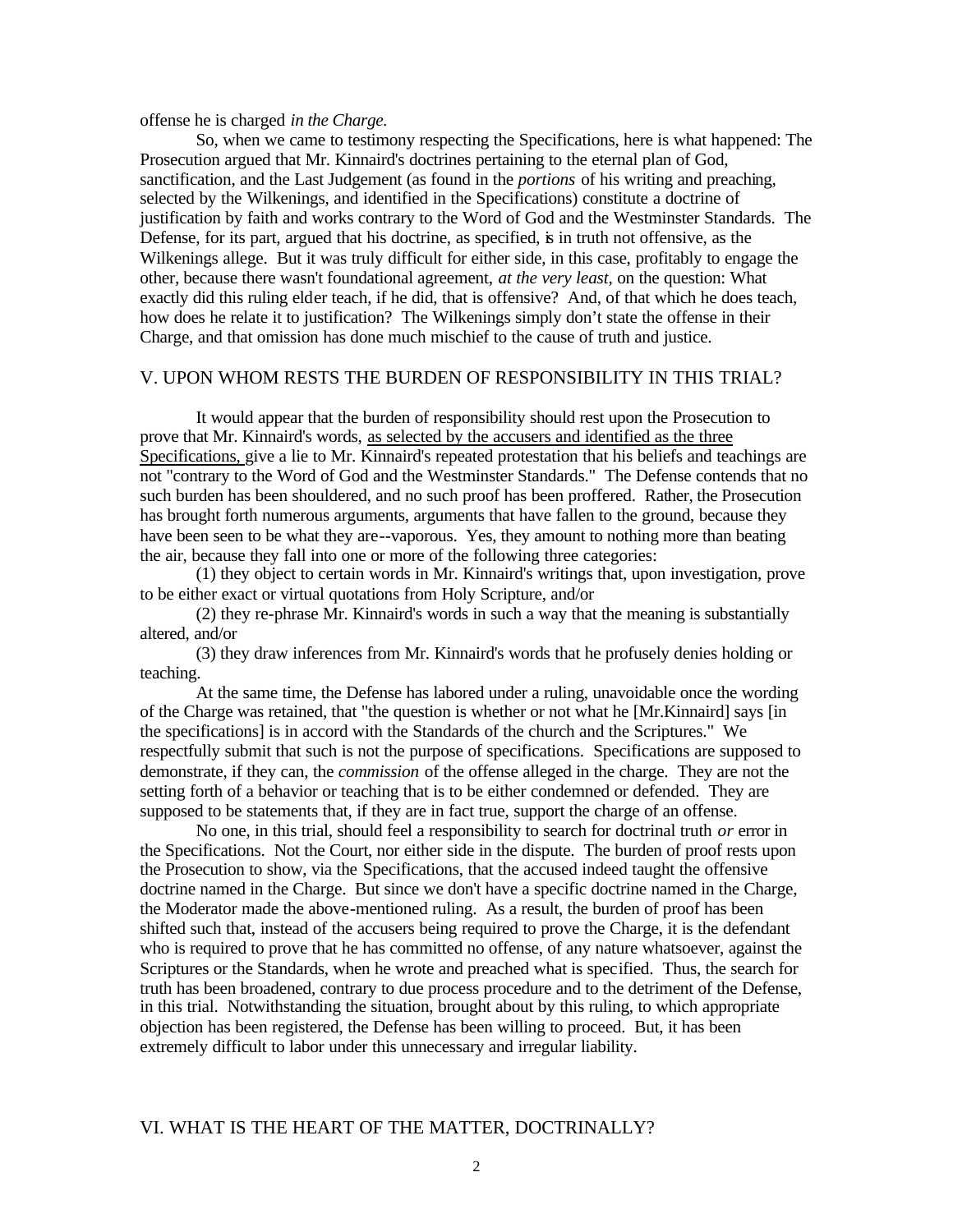offense he is charged *in the Charge.*

So, when we came to testimony respecting the Specifications, here is what happened: The Prosecution argued that Mr. Kinnaird's doctrines pertaining to the eternal plan of God, sanctification, and the Last Judgement (as found in the *portions* of his writing and preaching, selected by the Wilkenings, and identified in the Specifications) constitute a doctrine of justification by faith and works contrary to the Word of God and the Westminster Standards. The Defense, for its part, argued that his doctrine, as specified, is in truth not offensive, as the Wilkenings allege. But it was truly difficult for either side, in this case, profitably to engage the other, because there wasn't foundational agreement, *at the very least*, on the question: What exactly did this ruling elder teach, if he did, that is offensive? And, of that which he does teach, how does he relate it to justification? The Wilkenings simply don't state the offense in their Charge, and that omission has done much mischief to the cause of truth and justice.

## V. UPON WHOM RESTS THE BURDEN OF RESPONSIBILITY IN THIS TRIAL?

It would appear that the burden of responsibility should rest upon the Prosecution to prove that Mr. Kinnaird's words, <u>as selected by the accusers and identified as the three Specifications,</u> give a lie to Mr. Kinnaird's repeated protestation that his beliefs and teachings are not "contrary to the Word of God and the Westminster Standards." The Defense contends that no such burden has been shouldered, and no such proof has been proffered. Rather, the Prosecution has brought forth numerous arguments, arguments that have fallen to the ground, because they have been seen to be what they are--vaporous. Yes, they amount to nothing more than beating the air, because they fall into one or more of the following three categories:

(1) they object to certain words in Mr. Kinnaird's writings that, upon investigation, prove to be either exact or virtual quotations from Holy Scripture, and/or

(2) they re-phrase Mr. Kinnaird's words in such a way that the meaning is substantially altered, and/or

(3) they draw inferences from Mr. Kinnaird's words that he profusely denies holding or teaching.

At the same time, the Defense has labored under a ruling, unavoidable once the wording of the Charge was retained, that "the question is whether or not what he [Mr.Kinnaird] says [in the specifications] is in accord with the Standards of the church and the Scriptures." We respectfully submit that such is not the purpose of specifications. Specifications are supposed to demonstrate, if they can, the *commission* of the offense alleged in the charge. They are not the setting forth of a behavior or teaching that is to be either condemned or defended. They are supposed to be statements that, if they are in fact true, support the charge of an offense.

No one, in this trial, should feel a responsibility to search for doctrinal truth *or* error in the Specifications. Not the Court, nor either side in the dispute. The burden of proof rests upon the Prosecution to show, via the Specifications, that the accused indeed taught the offensive doctrine named in the Charge. But since we don't have a specific doctrine named in the Charge, the Moderator made the above-mentioned ruling. As a result, the burden of proof has been shifted such that, instead of the accusers being required to prove the Charge, it is the defendant who is required to prove that he has committed no offense, of any nature whatsoever, against the Scriptures or the Standards, when he wrote and preached what is specified. Thus, the search for truth has been broadened, contrary to due process procedure and to the detriment of the Defense, in this trial. Notwithstanding the situation, brought about by this ruling, to which appropriate objection has been registered, the Defense has been willing to proceed. But, it has been extremely difficult to labor under this unnecessary and irregular liability.

## VI. WHAT IS THE HEART OF THE MATTER, DOCTRINALLY?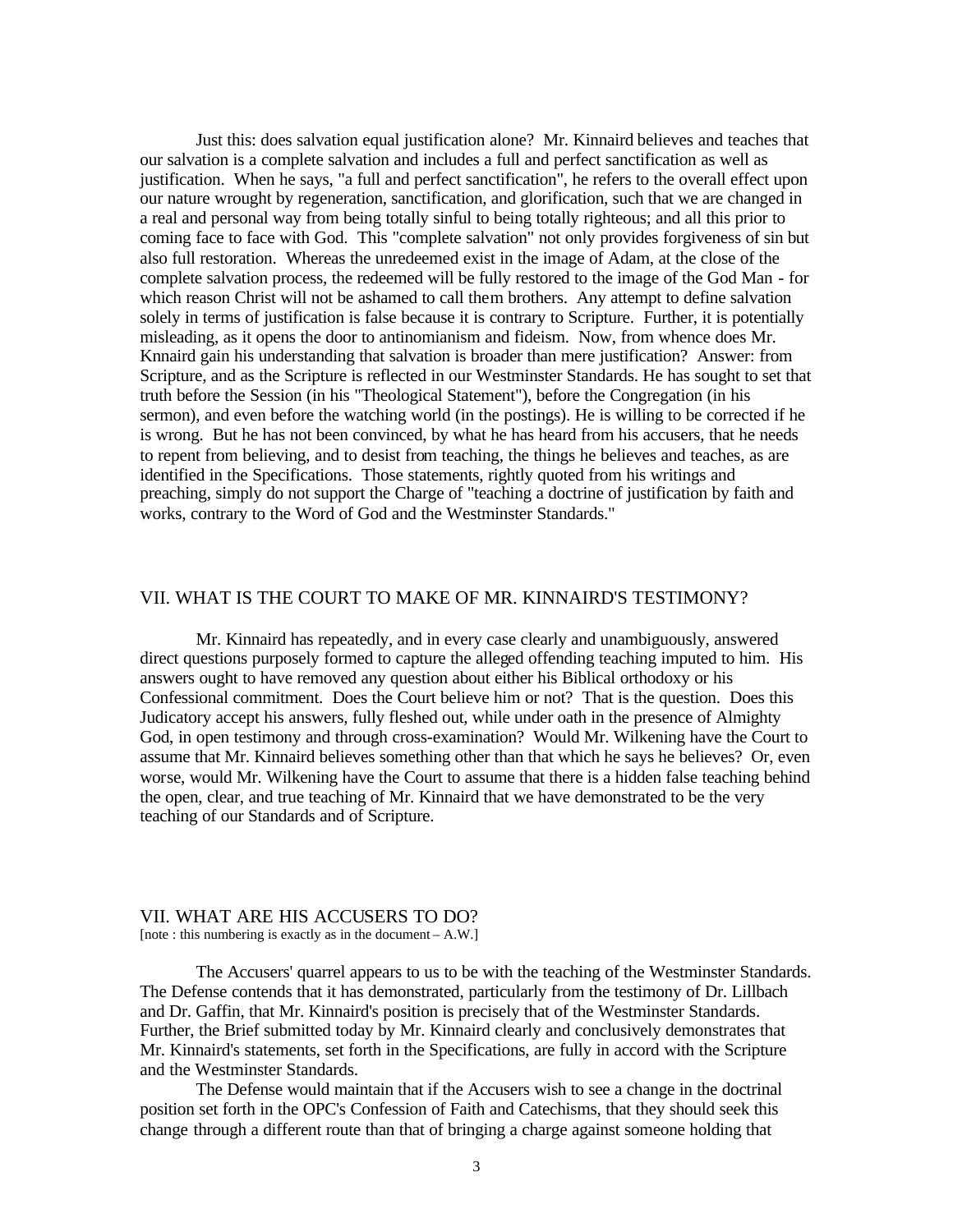Just this: does salvation equal justification alone? Mr. Kinnaird believes and teaches that our salvation is a complete salvation and includes a full and perfect sanctification as well as justification. When he says, "a full and perfect sanctification", he refers to the overall effect upon our nature wrought by regeneration, sanctification, and glorification, such that we are changed in a real and personal way from being totally sinful to being totally righteous; and all this prior to coming face to face with God. This "complete salvation" not only provides forgiveness of sin but also full restoration. Whereas the unredeemed exist in the image of Adam, at the close of the complete salvation process, the redeemed will be fully restored to the image of the God Man - for which reason Christ will not be ashamed to call them brothers. Any attempt to define salvation solely in terms of justification is false because it is contrary to Scripture. Further, it is potentially misleading, as it opens the door to antinomianism and fideism. Now, from whence does Mr. Knnaird gain his understanding that salvation is broader than mere justification? Answer: from Scripture, and as the Scripture is reflected in our Westminster Standards. He has sought to set that truth before the Session (in his "Theological Statement"), before the Congregation (in his sermon), and even before the watching world (in the postings). He is willing to be corrected if he is wrong. But he has not been convinced, by what he has heard from his accusers, that he needs to repent from believing, and to desist from teaching, the things he believes and teaches, as are identified in the Specifications. Those statements, rightly quoted from his writings and preaching, simply do not support the Charge of "teaching a doctrine of justification by faith and works, contrary to the Word of God and the Westminster Standards."

## VII. WHAT IS THE COURT TO MAKE OF MR. KINNAIRD'S TESTIMONY?

Mr. Kinnaird has repeatedly, and in every case clearly and unambiguously, answered direct questions purposely formed to capture the alleged offending teaching imputed to him. His answers ought to have removed any question about either his Biblical orthodoxy or his Confessional commitment. Does the Court believe him or not? That is the question. Does this Judicatory accept his answers, fully fleshed out, while under oath in the presence of Almighty God, in open testimony and through cross-examination? Would Mr. Wilkening have the Court to assume that Mr. Kinnaird believes something other than that which he says he believes? Or, even worse, would Mr. Wilkening have the Court to assume that there is a hidden false teaching behind the open, clear, and true teaching of Mr. Kinnaird that we have demonstrated to be the very teaching of our Standards and of Scripture.

## VII. WHAT ARE HIS ACCUSERS TO DO?

[note : this numbering is exactly as in the document – A.W.]

The Accusers' quarrel appears to us to be with the teaching of the Westminster Standards. The Defense contends that it has demonstrated, particularly from the testimony of Dr. Lillbach and Dr. Gaffin, that Mr. Kinnaird's position is precisely that of the Westminster Standards. Further, the Brief submitted today by Mr. Kinnaird clearly and conclusively demonstrates that Mr. Kinnaird's statements, set forth in the Specifications, are fully in accord with the Scripture and the Westminster Standards.

The Defense would maintain that if the Accusers wish to see a change in the doctrinal position set forth in the OPC's Confession of Faith and Catechisms, that they should seek this change through a different route than that of bringing a charge against someone holding that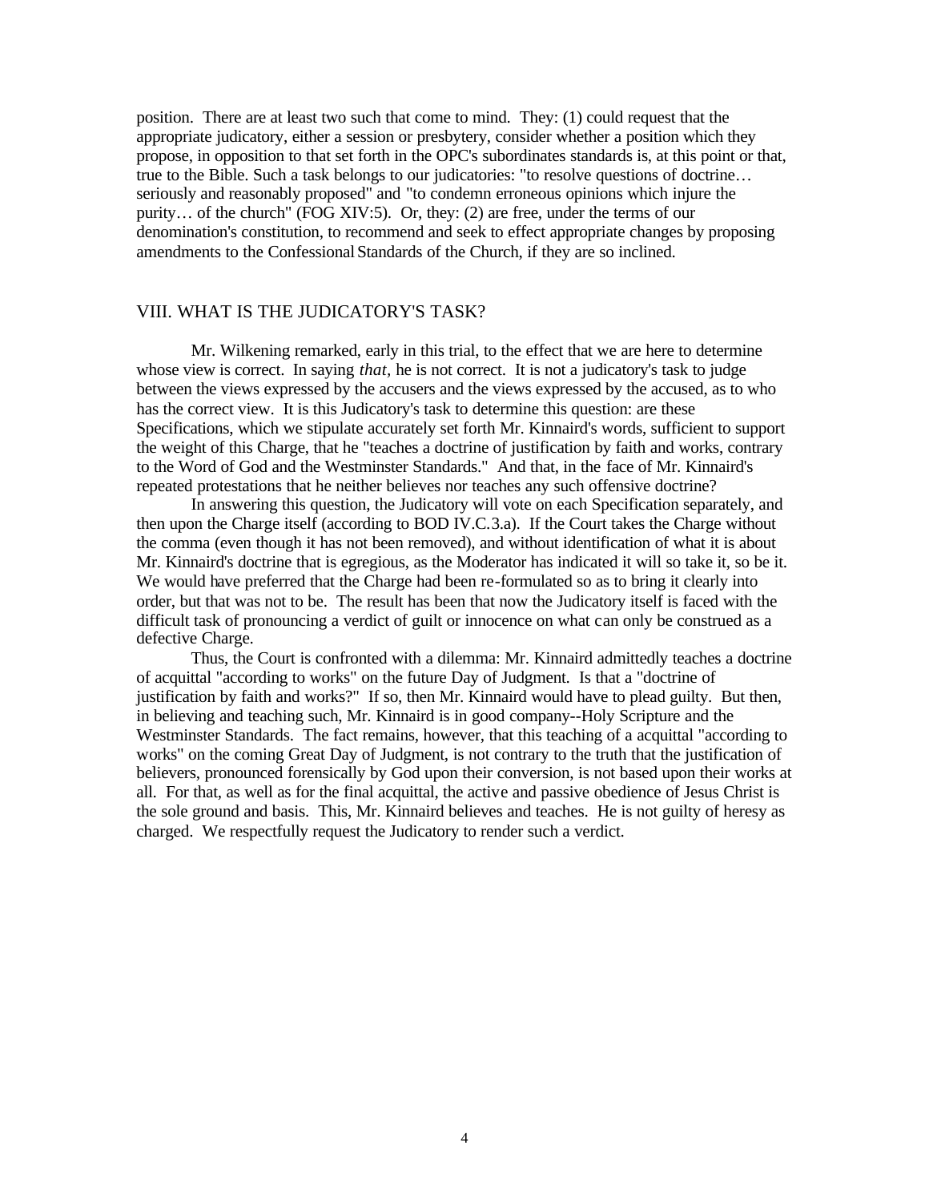position. There are at least two such that come to mind. They: (1) could request that the appropriate judicatory, either a session or presbytery, consider whether a position which they propose, in opposition to that set forth in the OPC's subordinates standards is, at this point or that, true to the Bible. Such a task belongs to our judicatories: "to resolve questions of doctrine… seriously and reasonably proposed" and "to condemn erroneous opinions which injure the purity… of the church" (FOG XIV:5). Or, they: (2) are free, under the terms of our denomination's constitution, to recommend and seek to effect appropriate changes by proposing amendments to the Confessional Standards of the Church, if they are so inclined.

## VIII. WHAT IS THE JUDICATORY'S TASK?

Mr. Wilkening remarked, early in this trial, to the effect that we are here to determine whose view is correct. In saying *that,* he is not correct. It is not a judicatory's task to judge between the views expressed by the accusers and the views expressed by the accused, as to who has the correct view. It is this Judicatory's task to determine this question: are these Specifications, which we stipulate accurately set forth Mr. Kinnaird's words, sufficient to support the weight of this Charge, that he "teaches a doctrine of justification by faith and works, contrary to the Word of God and the Westminster Standards." And that, in the face of Mr. Kinnaird's repeated protestations that he neither believes nor teaches any such offensive doctrine?

In answering this question, the Judicatory will vote on each Specification separately, and then upon the Charge itself (according to BOD IV.C.3.a). If the Court takes the Charge without the comma (even though it has not been removed), and without identification of what it is about Mr. Kinnaird's doctrine that is egregious, as the Moderator has indicated it will so take it, so be it. We would have preferred that the Charge had been re-formulated so as to bring it clearly into order, but that was not to be. The result has been that now the Judicatory itself is faced with the difficult task of pronouncing a verdict of guilt or innocence on what can only be construed as a defective Charge.

Thus, the Court is confronted with a dilemma: Mr. Kinnaird admittedly teaches a doctrine of acquittal "according to works" on the future Day of Judgment. Is that a "doctrine of justification by faith and works?" If so, then Mr. Kinnaird would have to plead guilty. But then, in believing and teaching such, Mr. Kinnaird is in good company--Holy Scripture and the Westminster Standards. The fact remains, however, that this teaching of a acquittal "according to works" on the coming Great Day of Judgment, is not contrary to the truth that the justification of believers, pronounced forensically by God upon their conversion, is not based upon their works at all. For that, as well as for the final acquittal, the active and passive obedience of Jesus Christ is the sole ground and basis. This, Mr. Kinnaird believes and teaches. He is not guilty of heresy as charged. We respectfully request the Judicatory to render such a verdict.